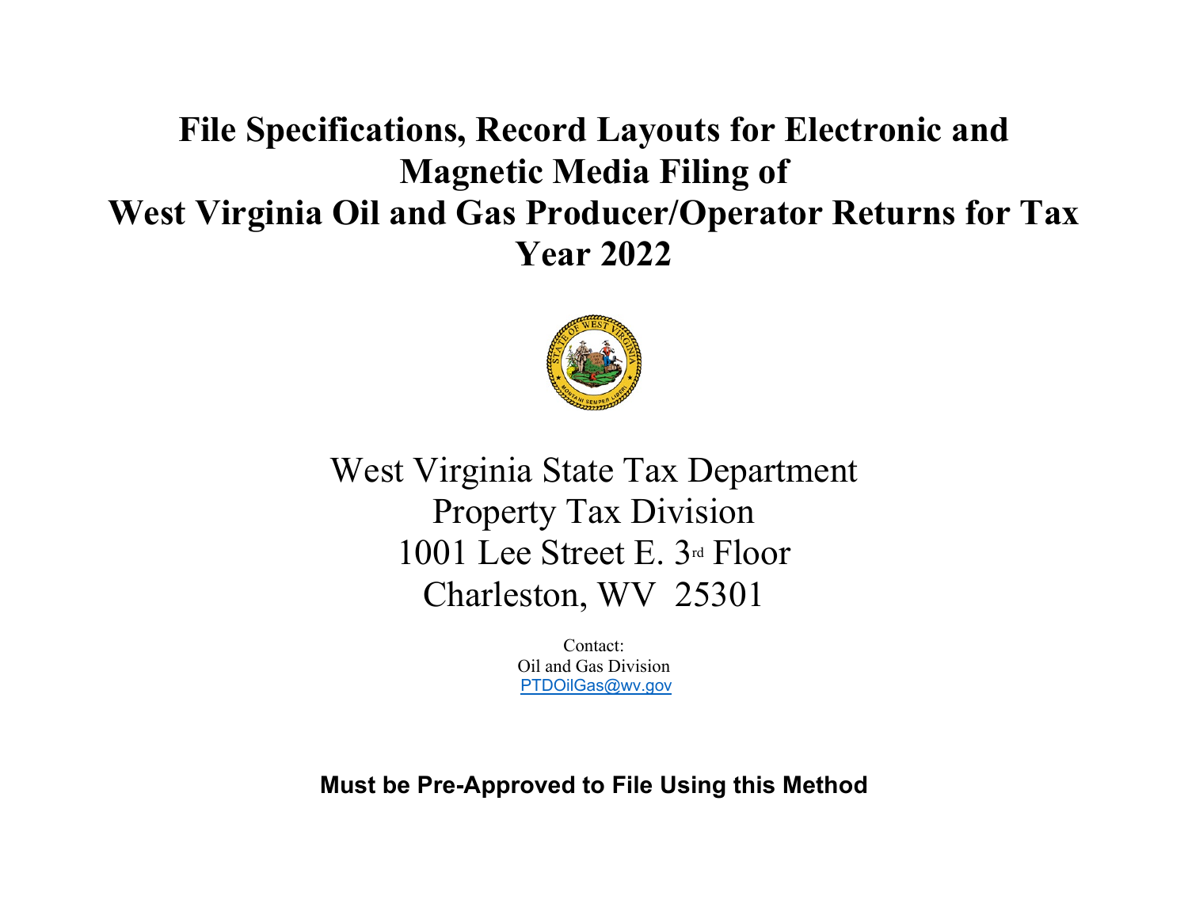# File Specifications, Record Layouts for Electronic and Magnetic Media Filing of West Virginia Oil and Gas Producer/Operator Returns for Tax Year 2022

West Virginia State Tax Department
Property Tax Division
1001 Lee Street E. 3rd Floor
Charleston, WV 25301

Contact:
Oil and Gas Division
PTDOilGas@wv.gov

**Must be Pre-Approved to File Using this Method**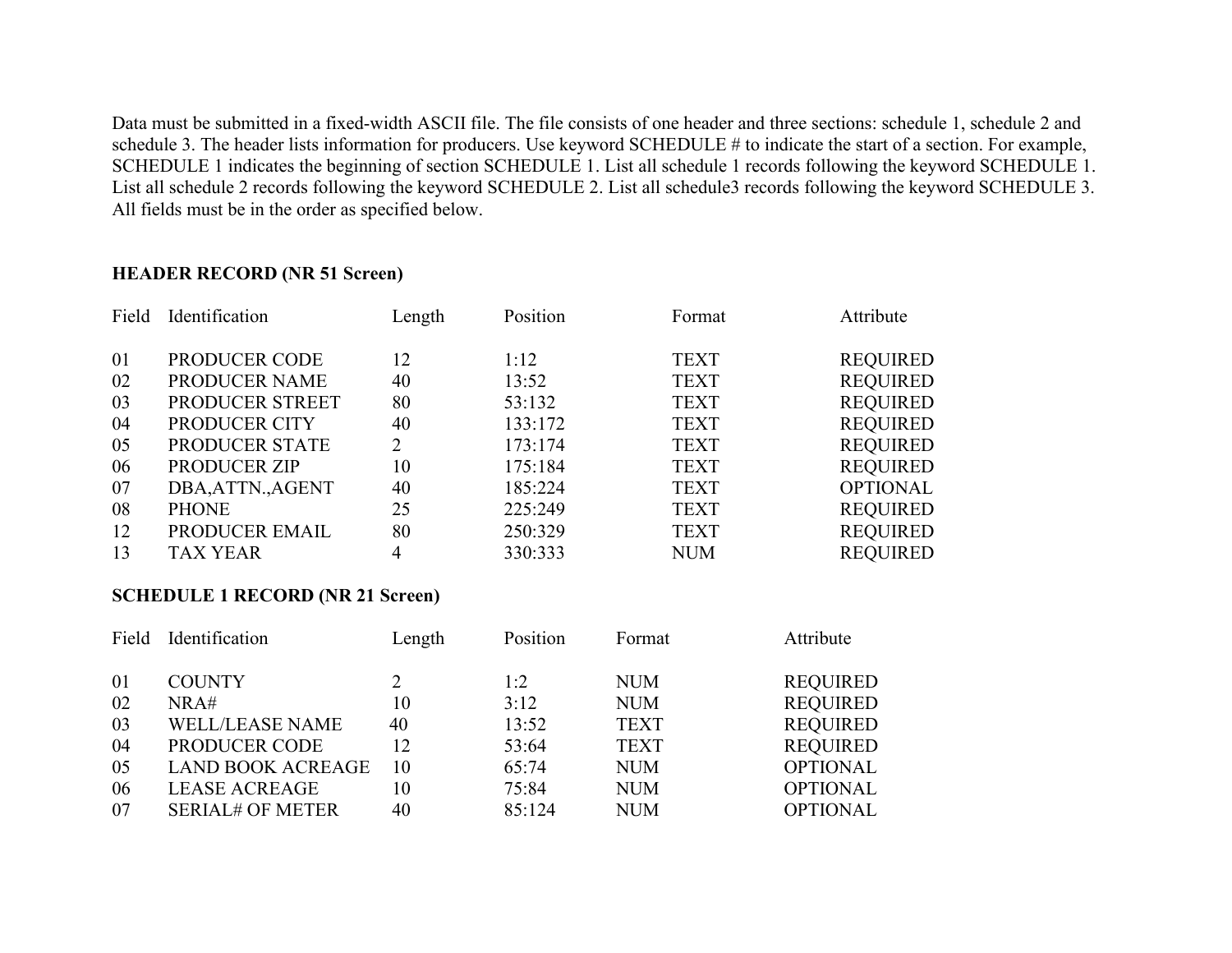Data must be submitted in a fixed-width ASCII file. The file consists of one header and three sections: schedule 1, schedule 2 and schedule 3. The header lists information for producers. Use keyword SCHEDULE # to indicate the start of a section. For example, SCHEDULE 1 indicates the beginning of section SCHEDULE 1. List all schedule 1 records following the keyword SCHEDULE 1. List all schedule 2 records following the keyword SCHEDULE 2. List all schedule3 records following the keyword SCHEDULE 3. All fields must be in the order as specified below.

**HEADER RECORD (NR 51 Screen)**

| Field | Identification | Length | Position | Format | Attribute |
|---|---|---|---|---|---|
| 01 | PRODUCER CODE | 12 | 1:12 | TEXT | REQUIRED |
| 02 | PRODUCER NAME | 40 | 13:52 | TEXT | REQUIRED |
| 03 | PRODUCER STREET | 80 | 53:132 | TEXT | REQUIRED |
| 04 | PRODUCER CITY | 40 | 133:172 | TEXT | REQUIRED |
| 05 | PRODUCER STATE | 2 | 173:174 | TEXT | REQUIRED |
| 06 | PRODUCER ZIP | 10 | 175:184 | TEXT | REQUIRED |
| 07 | DBA,ATTN.,AGENT | 40 | 185:224 | TEXT | OPTIONAL |
| 08 | PHONE | 25 | 225:249 | TEXT | REQUIRED |
| 12 | PRODUCER EMAIL | 80 | 250:329 | TEXT | REQUIRED |
| 13 | TAX YEAR | 4 | 330:333 | NUM | REQUIRED |

**SCHEDULE 1 RECORD (NR 21 Screen)**

| Field | Identification | Length | Position | Format | Attribute |
|---|---|---|---|---|---|
| 01 | COUNTY | 2 | 1:2 | NUM | REQUIRED |
| 02 | NRA# | 10 | 3:12 | NUM | REQUIRED |
| 03 | WELL/LEASE NAME | 40 | 13:52 | TEXT | REQUIRED |
| 04 | PRODUCER CODE | 12 | 53:64 | TEXT | REQUIRED |
| 05 | LAND BOOK ACREAGE | 10 | 65:74 | NUM | OPTIONAL |
| 06 | LEASE ACREAGE | 10 | 75:84 | NUM | OPTIONAL |
| 07 | SERIAL# OF METER | 40 | 85:124 | NUM | OPTIONAL |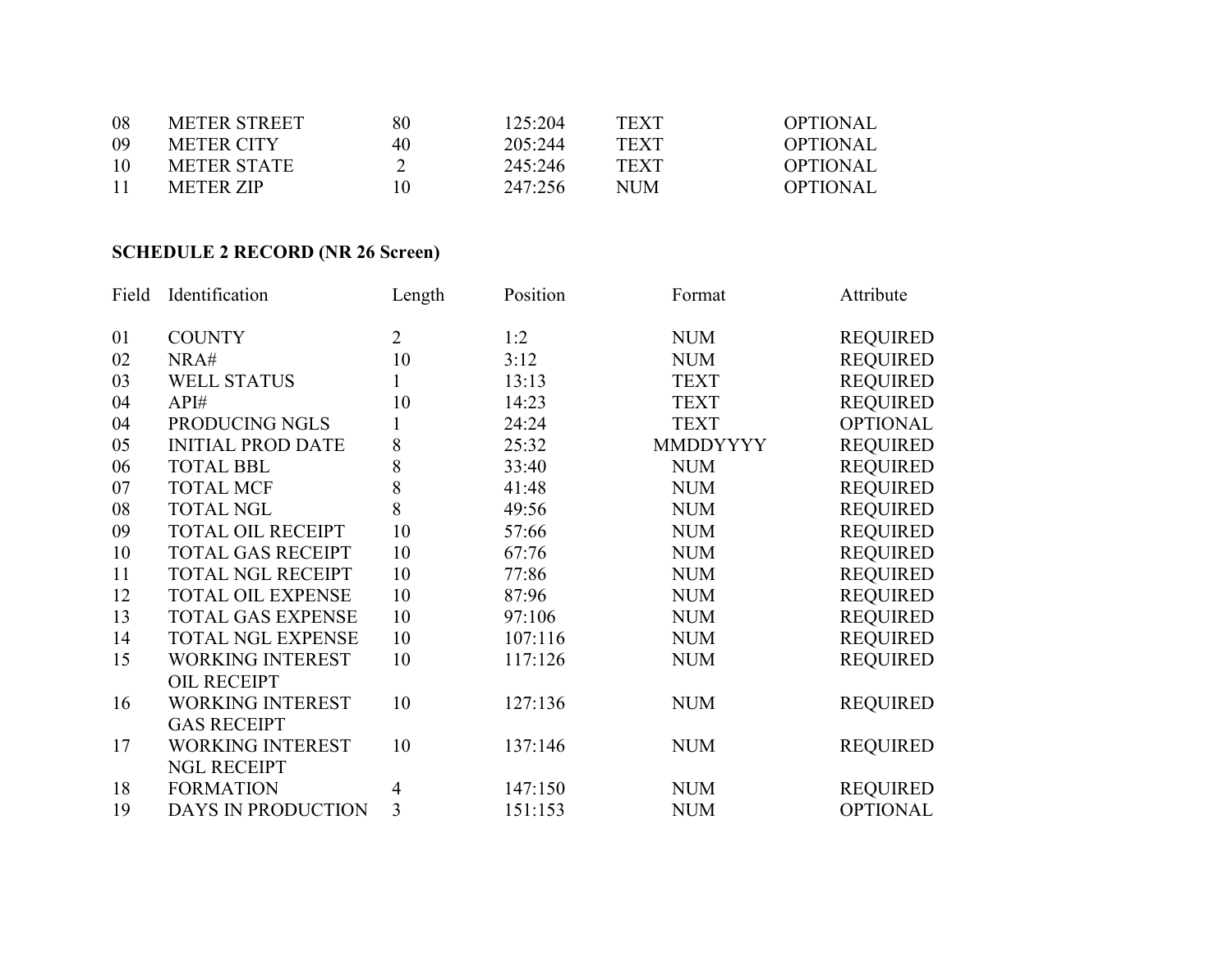| | | | | | |
|---|---|---|---|---|---|
| 08 | METER STREET | 80 | 125:204 | TEXT | OPTIONAL |
| 09 | METER CITY | 40 | 205:244 | TEXT | OPTIONAL |
| 10 | METER STATE | 2 | 245:246 | TEXT | OPTIONAL |
| 11 | METER ZIP | 10 | 247:256 | NUM | OPTIONAL |

**SCHEDULE 2 RECORD (NR 26 Screen)**

| Field | Identification | Length | Position | Format | Attribute |
|---|---|---|---|---|---|
| 01 | COUNTY | 2 | 1:2 | NUM | REQUIRED |
| 02 | NRA# | 10 | 3:12 | NUM | REQUIRED |
| 03 | WELL STATUS | 1 | 13:13 | TEXT | REQUIRED |
| 04 | API# | 10 | 14:23 | TEXT | REQUIRED |
| 04 | PRODUCING NGLS | 1 | 24:24 | TEXT | OPTIONAL |
| 05 | INITIAL PROD DATE | 8 | 25:32 | MMDDYYYY | REQUIRED |
| 06 | TOTAL BBL | 8 | 33:40 | NUM | REQUIRED |
| 07 | TOTAL MCF | 8 | 41:48 | NUM | REQUIRED |
| 08 | TOTAL NGL | 8 | 49:56 | NUM | REQUIRED |
| 09 | TOTAL OIL RECEIPT | 10 | 57:66 | NUM | REQUIRED |
| 10 | TOTAL GAS RECEIPT | 10 | 67:76 | NUM | REQUIRED |
| 11 | TOTAL NGL RECEIPT | 10 | 77:86 | NUM | REQUIRED |
| 12 | TOTAL OIL EXPENSE | 10 | 87:96 | NUM | REQUIRED |
| 13 | TOTAL GAS EXPENSE | 10 | 97:106 | NUM | REQUIRED |
| 14 | TOTAL NGL EXPENSE | 10 | 107:116 | NUM | REQUIRED |
| 15 | WORKING INTEREST OIL RECEIPT | 10 | 117:126 | NUM | REQUIRED |
| 16 | WORKING INTEREST GAS RECEIPT | 10 | 127:136 | NUM | REQUIRED |
| 17 | WORKING INTEREST NGL RECEIPT | 10 | 137:146 | NUM | REQUIRED |
| 18 | FORMATION | 4 | 147:150 | NUM | REQUIRED |
| 19 | DAYS IN PRODUCTION | 3 | 151:153 | NUM | OPTIONAL |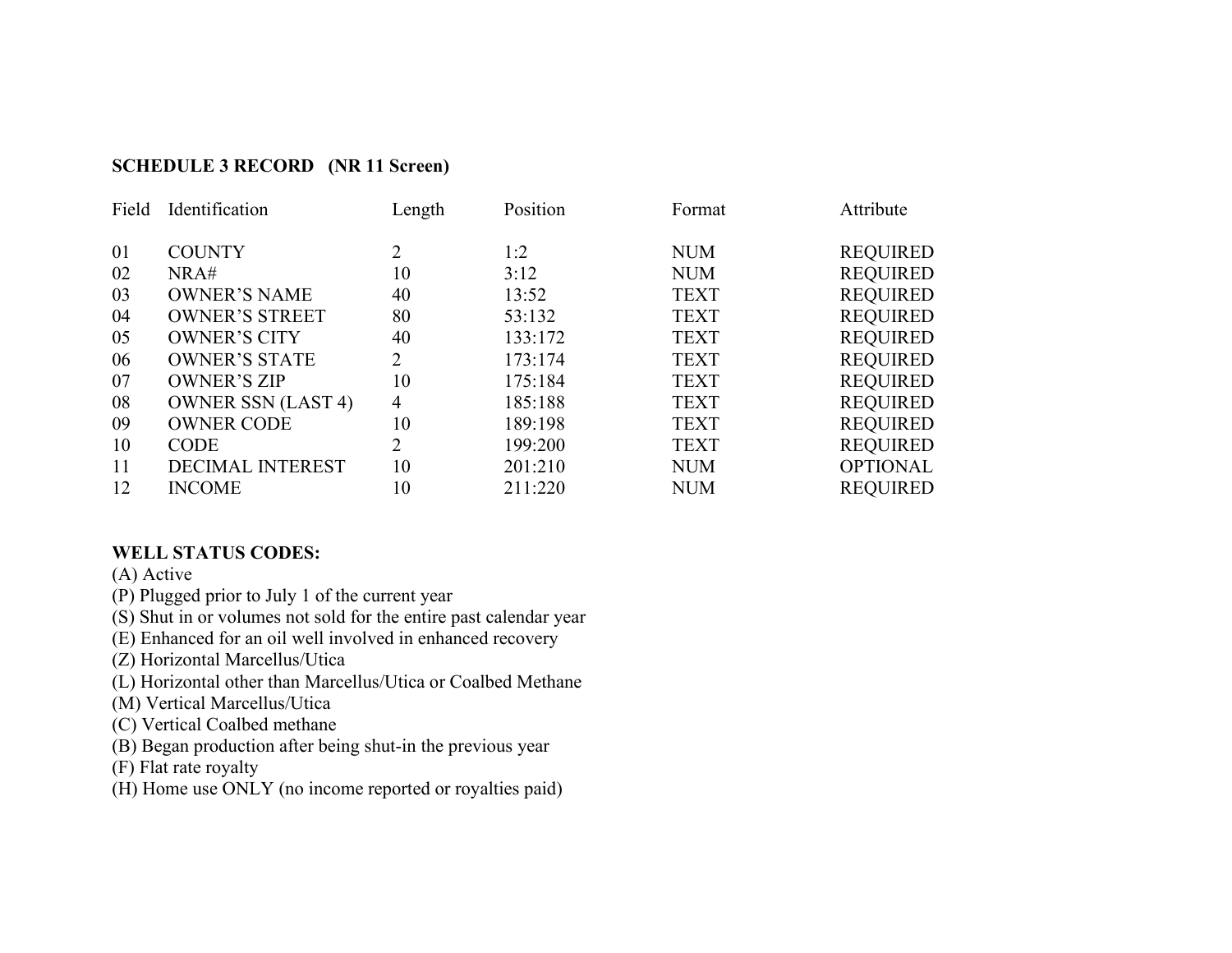**SCHEDULE 3 RECORD (NR 11 Screen)**

| Field | Identification | Length | Position | Format | Attribute |
|---|---|---|---|---|---|
| 01 | COUNTY | 2 | 1:2 | NUM | REQUIRED |
| 02 | NRA# | 10 | 3:12 | NUM | REQUIRED |
| 03 | OWNER’S NAME | 40 | 13:52 | TEXT | REQUIRED |
| 04 | OWNER’S STREET | 80 | 53:132 | TEXT | REQUIRED |
| 05 | OWNER’S CITY | 40 | 133:172 | TEXT | REQUIRED |
| 06 | OWNER’S STATE | 2 | 173:174 | TEXT | REQUIRED |
| 07 | OWNER’S ZIP | 10 | 175:184 | TEXT | REQUIRED |
| 08 | OWNER SSN (LAST 4) | 4 | 185:188 | TEXT | REQUIRED |
| 09 | OWNER CODE | 10 | 189:198 | TEXT | REQUIRED |
| 10 | CODE | 2 | 199:200 | TEXT | REQUIRED |
| 11 | DECIMAL INTEREST | 10 | 201:210 | NUM | OPTIONAL |
| 12 | INCOME | 10 | 211:220 | NUM | REQUIRED |

**WELL STATUS CODES:**

(A) Active
(P) Plugged prior to July 1 of the current year
(S) Shut in or volumes not sold for the entire past calendar year
(E) Enhanced for an oil well involved in enhanced recovery
(Z) Horizontal Marcellus/Utica
(L) Horizontal other than Marcellus/Utica or Coalbed Methane
(M) Vertical Marcellus/Utica
(C) Vertical Coalbed methane
(B) Began production after being shut-in the previous year
(F) Flat rate royalty
(H) Home use ONLY (no income reported or royalties paid)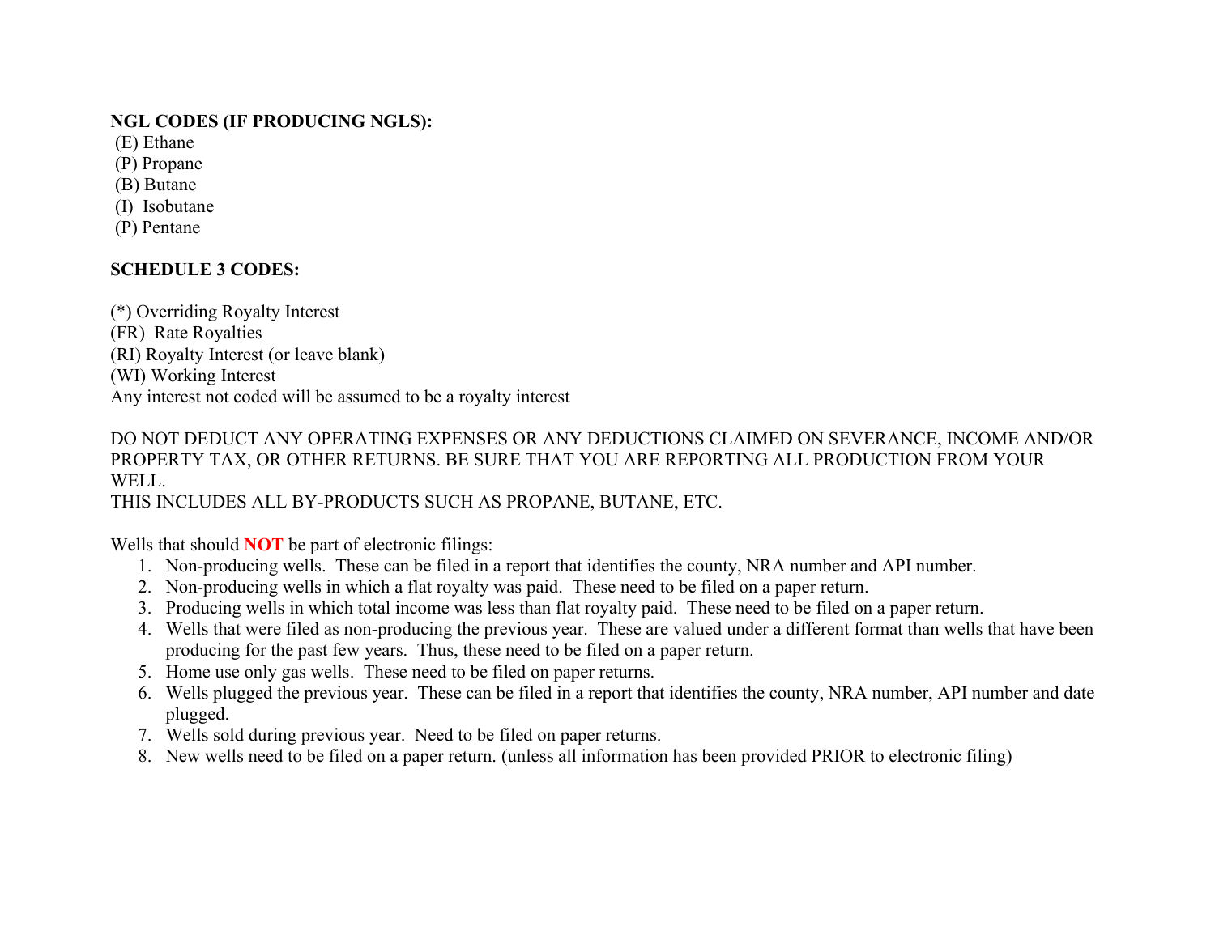**NGL CODES (IF PRODUCING NGLS):**

(E) Ethane
(P) Propane
(B) Butane
(I) Isobutane
(P) Pentane

**SCHEDULE 3 CODES:**

(*) Overriding Royalty Interest
(FR) Rate Royalties
(RI) Royalty Interest (or leave blank)
(WI) Working Interest
Any interest not coded will be assumed to be a royalty interest

DO NOT DEDUCT ANY OPERATING EXPENSES OR ANY DEDUCTIONS CLAIMED ON SEVERANCE, INCOME AND/OR PROPERTY TAX, OR OTHER RETURNS. BE SURE THAT YOU ARE REPORTING ALL PRODUCTION FROM YOUR WELL.
THIS INCLUDES ALL BY-PRODUCTS SUCH AS PROPANE, BUTANE, ETC.

Wells that should **NOT** be part of electronic filings:

1. Non-producing wells. These can be filed in a report that identifies the county, NRA number and API number.
2. Non-producing wells in which a flat royalty was paid. These need to be filed on a paper return.
3. Producing wells in which total income was less than flat royalty paid. These need to be filed on a paper return.
4. Wells that were filed as non-producing the previous year. These are valued under a different format than wells that have been producing for the past few years. Thus, these need to be filed on a paper return.
5. Home use only gas wells. These need to be filed on paper returns.
6. Wells plugged the previous year. These can be filed in a report that identifies the county, NRA number, API number and date plugged.
7. Wells sold during previous year. Need to be filed on paper returns.
8. New wells need to be filed on a paper return. (unless all information has been provided PRIOR to electronic filing)